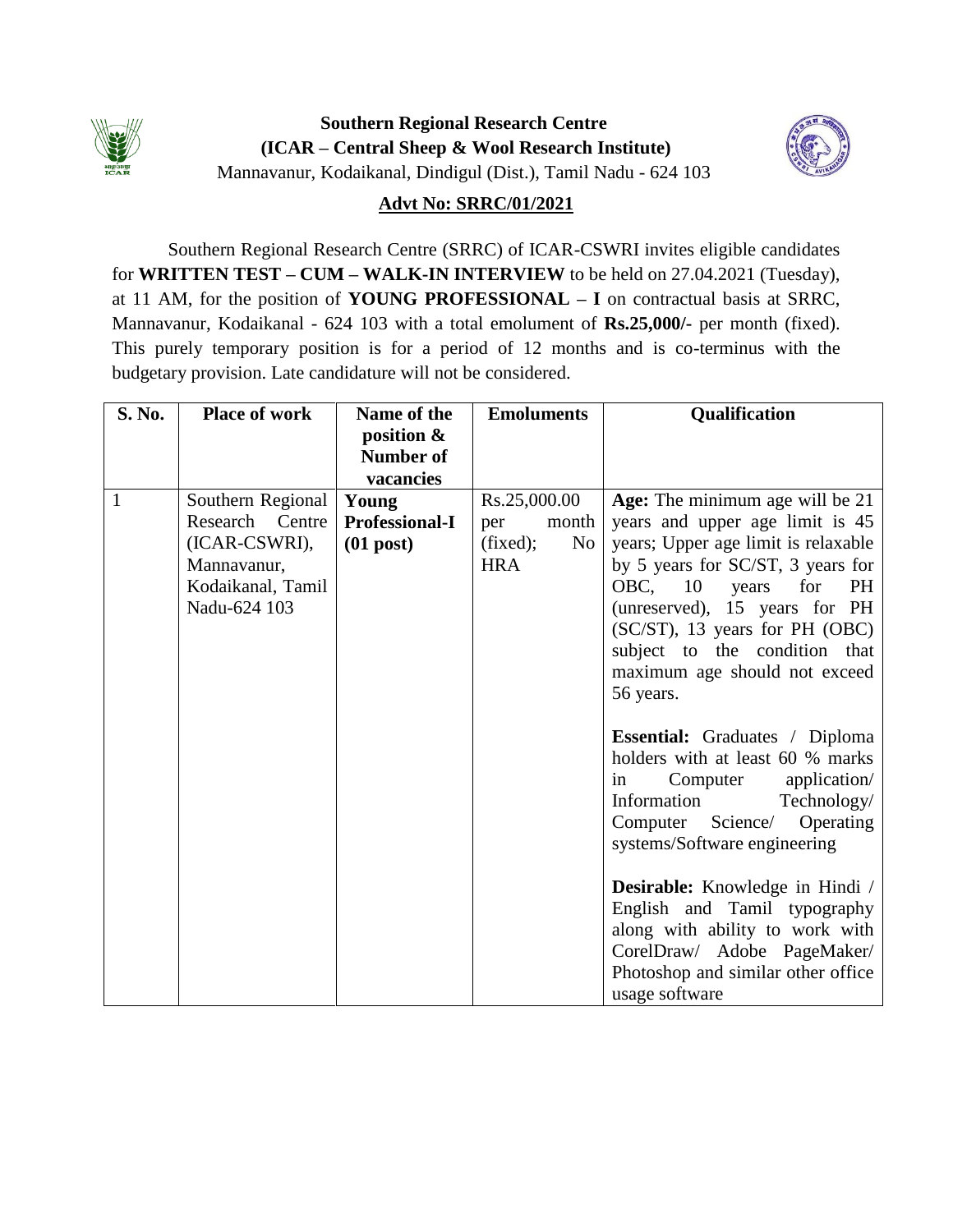**Southern Regional Research Centre**

**(ICAR – Central Sheep & Wool Research Institute)**

Mannavanur, Kodaikanal, Dindigul (Dist.), Tamil Nadu - 624 103

## Advt No: SRRC/01/2021

Southern Regional Research Centre (SRRC) of ICAR-CSWRI invites eligible candidates for **WRITTEN TEST – CUM – WALK-IN INTERVIEW** to be held on 27.04.2021 (Tuesday), at 11 AM, for the position of **YOUNG PROFESSIONAL – I** on contractual basis at SRRC, Mannavanur, Kodaikanal - 624 103 with a total emolument of **Rs.25,000/-** per month (fixed). This purely temporary position is for a period of 12 months and is co-terminus with the budgetary provision. Late candidature will not be considered.

| S. No. | Place of work | Name of the position & Number of vacancies | Emoluments | Qualification |
|---|---|---|---|---|
| 1 | Southern Regional Research Centre (ICAR-CSWRI), Mannavanur, Kodaikanal, Tamil Nadu-624 103 | **Young Professional-I (01 post)** | Rs.25,000.00 per month (fixed); No HRA | **Age:** The minimum age will be 21 years and upper age limit is 45 years; Upper age limit is relaxable by 5 years for SC/ST, 3 years for OBC, 10 years for PH (unreserved), 15 years for PH (SC/ST), 13 years for PH (OBC) subject to the condition that maximum age should not exceed 56 years.<br><br>**Essential:** Graduates / Diploma holders with at least 60 % marks in Computer application/ Information Technology/ Computer Science/ Operating systems/Software engineering<br><br>**Desirable:** Knowledge in Hindi / English and Tamil typography along with ability to work with CorelDraw/ Adobe PageMaker/ Photoshop and similar other office usage software |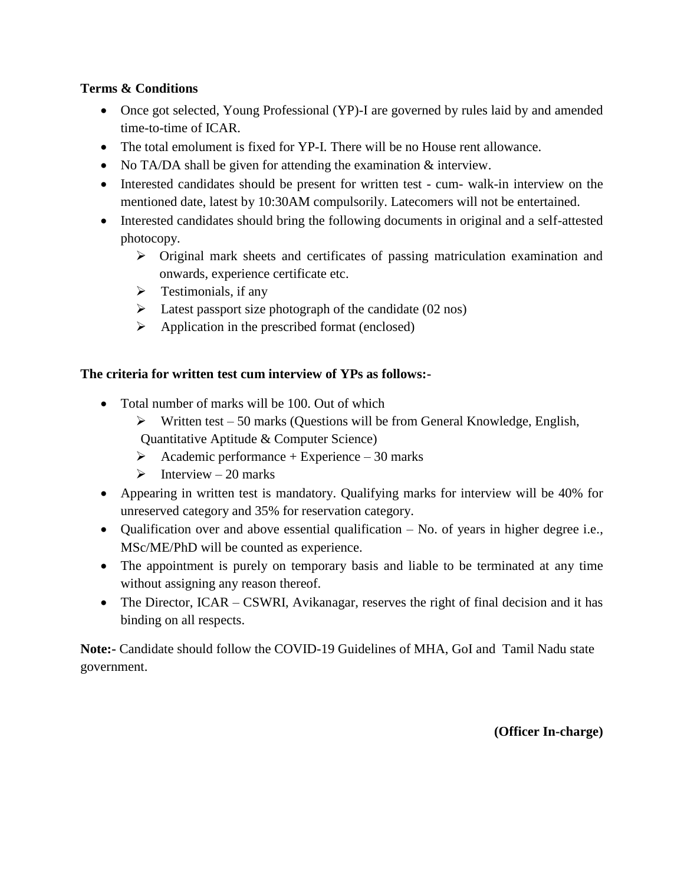**Terms & Conditions**

- Once got selected, Young Professional (YP)-I are governed by rules laid by and amended time-to-time of ICAR.
- The total emolument is fixed for YP-I. There will be no House rent allowance.
- No TA/DA shall be given for attending the examination & interview.
- Interested candidates should be present for written test - cum- walk-in interview on the mentioned date, latest by 10:30AM compulsorily. Latecomers will not be entertained.
- Interested candidates should bring the following documents in original and a self-attested photocopy.
  - Original mark sheets and certificates of passing matriculation examination and onwards, experience certificate etc.
  - Testimonials, if any
  - Latest passport size photograph of the candidate (02 nos)
  - Application in the prescribed format (enclosed)

**The criteria for written test cum interview of YPs as follows:-**

- Total number of marks will be 100. Out of which
  - Written test – 50 marks (Questions will be from General Knowledge, English, Quantitative Aptitude & Computer Science)
  - Academic performance + Experience – 30 marks
  - Interview – 20 marks
- Appearing in written test is mandatory. Qualifying marks for interview will be 40% for unreserved category and 35% for reservation category.
- Qualification over and above essential qualification – No. of years in higher degree i.e., MSc/ME/PhD will be counted as experience.
- The appointment is purely on temporary basis and liable to be terminated at any time without assigning any reason thereof.
- The Director, ICAR – CSWRI, Avikanagar, reserves the right of final decision and it has binding on all respects.

**Note:-** Candidate should follow the COVID-19 Guidelines of MHA, GoI and Tamil Nadu state government.

**(Officer In-charge)**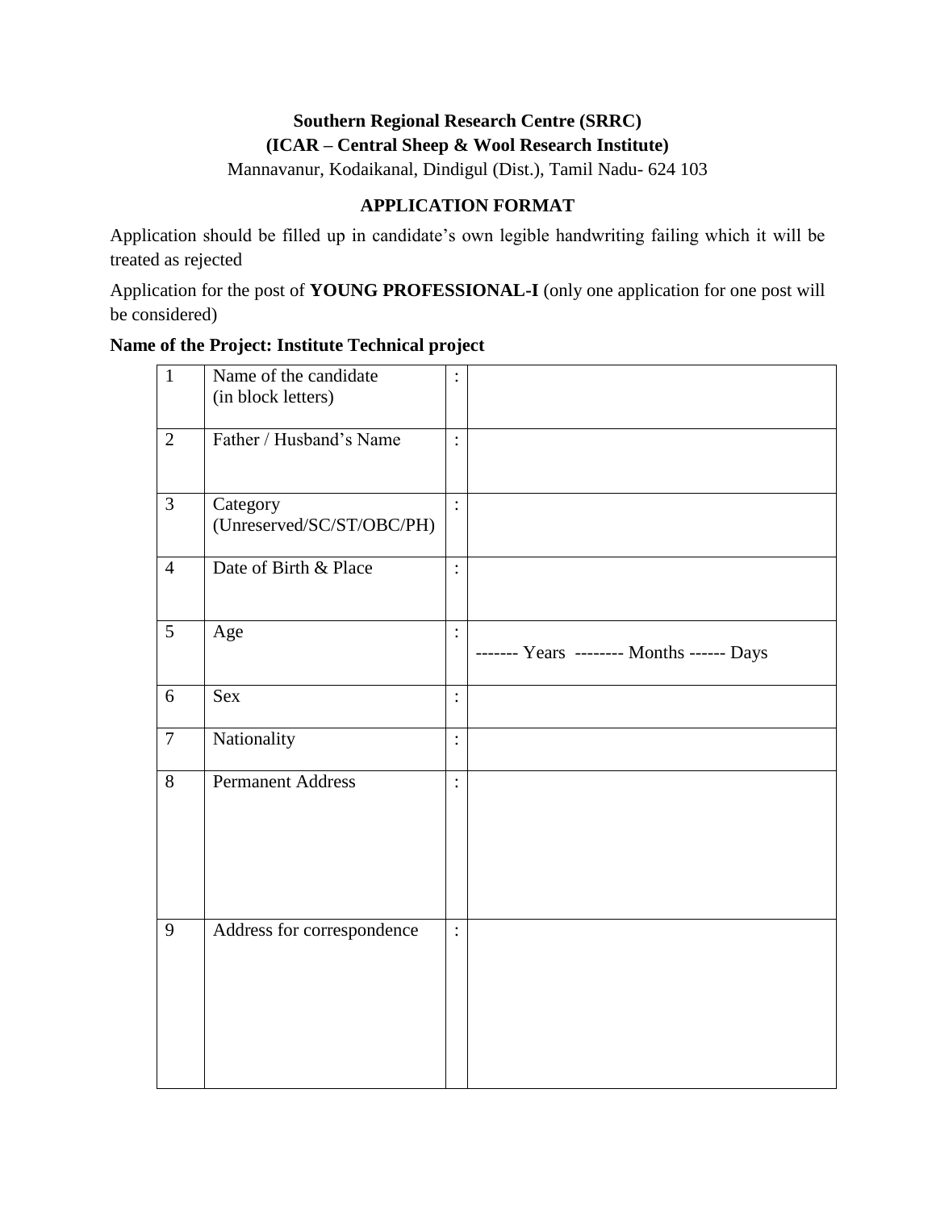**Southern Regional Research Centre (SRRC)**

**(ICAR – Central Sheep & Wool Research Institute)**

Mannavanur, Kodaikanal, Dindigul (Dist.), Tamil Nadu- 624 103

**APPLICATION FORMAT**

Application should be filled up in candidate's own legible handwriting failing which it will be treated as rejected

Application for the post of **YOUNG PROFESSIONAL-I** (only one application for one post will be considered)

**Name of the Project: Institute Technical project**

| | | | |
|---|---|---|---|
| 1 | Name of the candidate (in block letters) | : | |
| 2 | Father / Husband's Name | : | |
| 3 | Category (Unreserved/SC/ST/OBC/PH) | : | |
| 4 | Date of Birth & Place | : | |
| 5 | Age | : | ------- Years -------- Months ------ Days |
| 6 | Sex | : | |
| 7 | Nationality | : | |
| 8 | Permanent Address | : | |
| 9 | Address for correspondence | : | |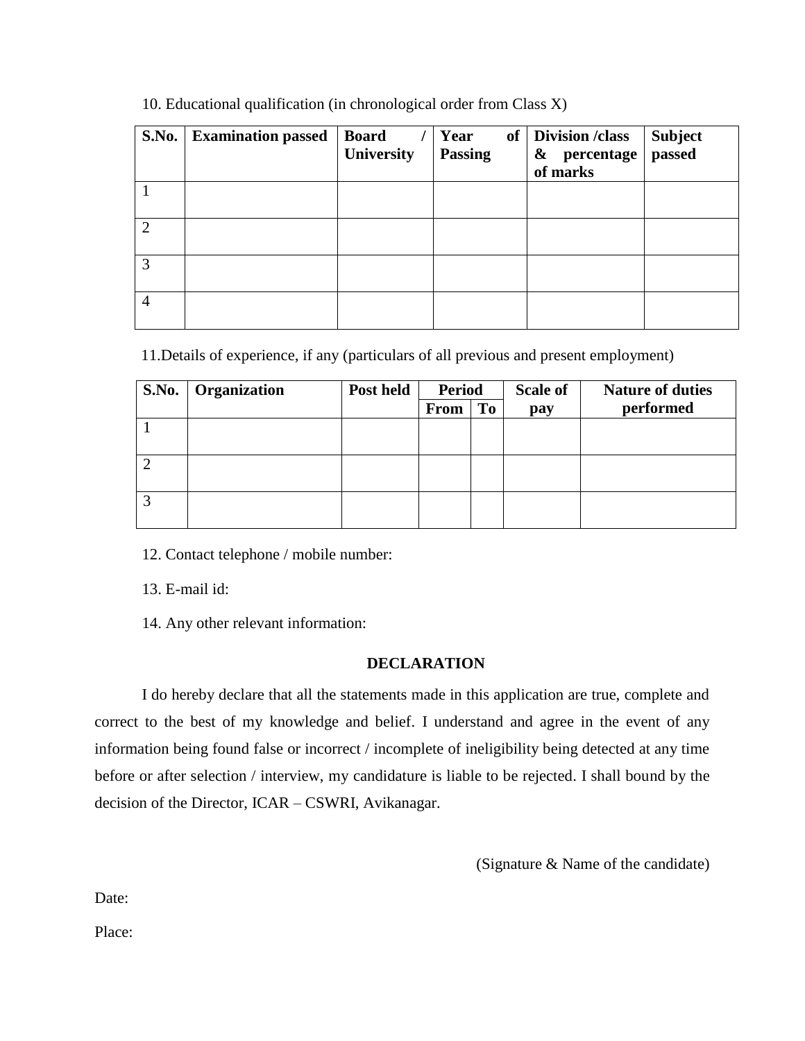10. Educational qualification (in chronological order from Class X)

| S.No. | Examination passed | Board / University | Year of Passing | Division /class & percentage of marks | Subject passed |
|---|---|---|---|---|---|
| 1 | | | | | |
| 2 | | | | | |
| 3 | | | | | |
| 4 | | | | | |

11.Details of experience, if any (particulars of all previous and present employment)

| S.No. | Organization | Post held | Period | | Scale of pay | Nature of duties performed |
|---|---|---|---|---|---|---|
| | | | From | To | | |
| 1 | | | | | | |
| 2 | | | | | | |
| 3 | | | | | | |

12. Contact telephone / mobile number:

13. E-mail id:

14. Any other relevant information:

**DECLARATION**

I do hereby declare that all the statements made in this application are true, complete and correct to the best of my knowledge and belief. I understand and agree in the event of any information being found false or incorrect / incomplete of ineligibility being detected at any time before or after selection / interview, my candidature is liable to be rejected. I shall bound by the decision of the Director, ICAR – CSWRI, Avikanagar.

(Signature & Name of the candidate)

Date:

Place: